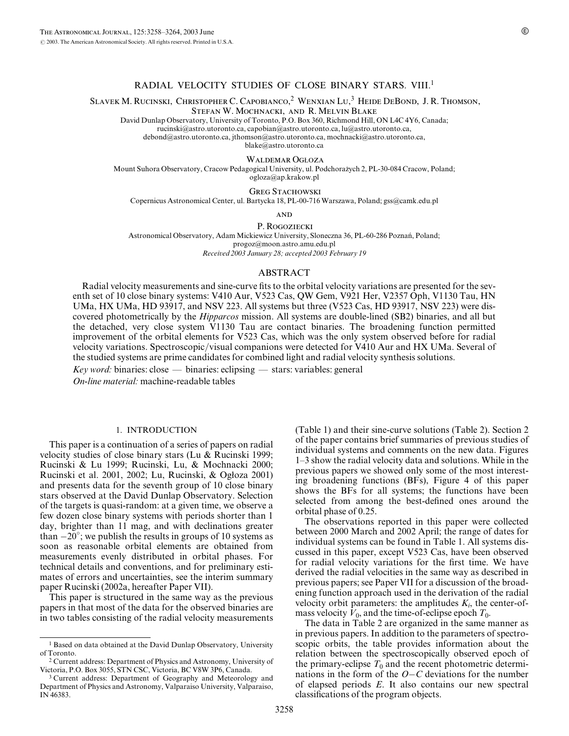# RADIAL VELOCITY STUDIES OF CLOSE BINARY STARS. VIII.[1]

Slavek M. Rucinski, Christopher C. Capobianco,[2] Wenxian Lu,[3] Heide DeBond, J. R. Thomson, Stefan W. Mochnacki, and R. Melvin Blake

David Dunlap Observatory, University of Toronto, P.O. Box 360, Richmond Hill, ON L4C 4Y6, Canada; rucinski@astro.utoronto.ca, capobian@astro.utoronto.ca, lu@astro.utoronto.ca, debond@astro.utoronto.ca, jthomson@astro.utoronto.ca, mochnacki@astro.utoronto.ca, blake@astro.utoronto.ca

Waldemar Ogłoza

Mount Suhora Observatory, Cracow Pedagogical University, ul. Podchorążych 2, PL-30-084 Cracow, Poland; ogloza@ap.krakow.pl

Greg Stachowski

Copernicus Astronomical Center, ul. Bartycka 18, PL-00-716 Warszawa, Poland; gss@camk.edu.pl

and

P. Rogoziecki

Astronomical Observatory, Adam Mickiewicz University, Sloneczna 36, PL-60-286 Poznań, Poland; progoz@moon.astro.amu.edu.pl

*Received 2003 January 28; accepted 2003 February 19*

## ABSTRACT

Radial velocity measurements and sine-curve fits to the orbital velocity variations are presented for the seventh set of 10 close binary systems: V410 Aur, V523 Cas, QW Gem, V921 Her, V2357 Oph, V1130 Tau, HN UMa, HX UMa, HD 93917, and NSV 223. All systems but three (V523 Cas, HD 93917, NSV 223) were discovered photometrically by the *Hipparcos* mission. All systems are double-lined (SB2) binaries, and all but the detached, very close system V1130 Tau are contact binaries. The broadening function permitted improvement of the orbital elements for V523 Cas, which was the only system observed before for radial velocity variations. Spectroscopic/visual companions were detected for V410 Aur and HX UMa. Several of the studied systems are prime candidates for combined light and radial velocity synthesis solutions.

*Key word:* binaries: close — binaries: eclipsing — stars: variables: general

*On-line material:* machine-readable tables

## 1. INTRODUCTION

This paper is a continuation of a series of papers on radial velocity studies of close binary stars (Lu & Rucinski 1999; Rucinski & Lu 1999; Rucinski, Lu, & Mochnacki 2000; Rucinski et al. 2001, 2002; Lu, Rucinski, & Ogłoza 2001) and presents data for the seventh group of 10 close binary stars observed at the David Dunlap Observatory. Selection of the targets is quasi-random: at a given time, we observe a few dozen close binary systems with periods shorter than 1 day, brighter than 11 mag, and with declinations greater than $-20°$; we publish the results in groups of 10 systems as soon as reasonable orbital elements are obtained from measurements evenly distributed in orbital phases. For technical details and conventions, and for preliminary estimates of errors and uncertainties, see the interim summary paper Rucinski (2002a, hereafter Paper VII).

This paper is structured in the same way as the previous papers in that most of the data for the observed binaries are in two tables consisting of the radial velocity measurements (Table 1) and their sine-curve solutions (Table 2). Section 2 of the paper contains brief summaries of previous studies of individual systems and comments on the new data. Figures 1–3 show the radial velocity data and solutions. While in the previous papers we showed only some of the most interesting broadening functions (BFs), Figure 4 of this paper shows the BFs for all systems; the functions have been selected from among the best-defined ones around the orbital phase of 0.25.

The observations reported in this paper were collected between 2000 March and 2002 April; the range of dates for individual systems can be found in Table 1. All systems discussed in this paper, except V523 Cas, have been observed for radial velocity variations for the first time. We have derived the radial velocities in the same way as described in previous papers; see Paper VII for a discussion of the broadening function approach used in the derivation of the radial velocity orbit parameters: the amplitudes $K_i$, the center-of-mass velocity $V_0$, and the time-of-eclipse epoch $T_0$.

The data in Table 2 are organized in the same manner as in previous papers. In addition to the parameters of spectroscopic orbits, the table provides information about the relation between the spectroscopically observed epoch of the primary-eclipse $T_0$ and the recent photometric determinations in the form of the $O-C$ deviations for the number of elapsed periods $E$. It also contains our new spectral classifications of the program objects.

[1] Based on data obtained at the David Dunlap Observatory, University of Toronto.

[2] Current address: Department of Physics and Astronomy, University of Victoria, P.O. Box 3055, STN CSC, Victoria, BC V8W 3P6, Canada.

[3] Current address: Department of Geography and Meteorology and Department of Physics and Astronomy, Valparaiso University, Valparaiso, IN 46383.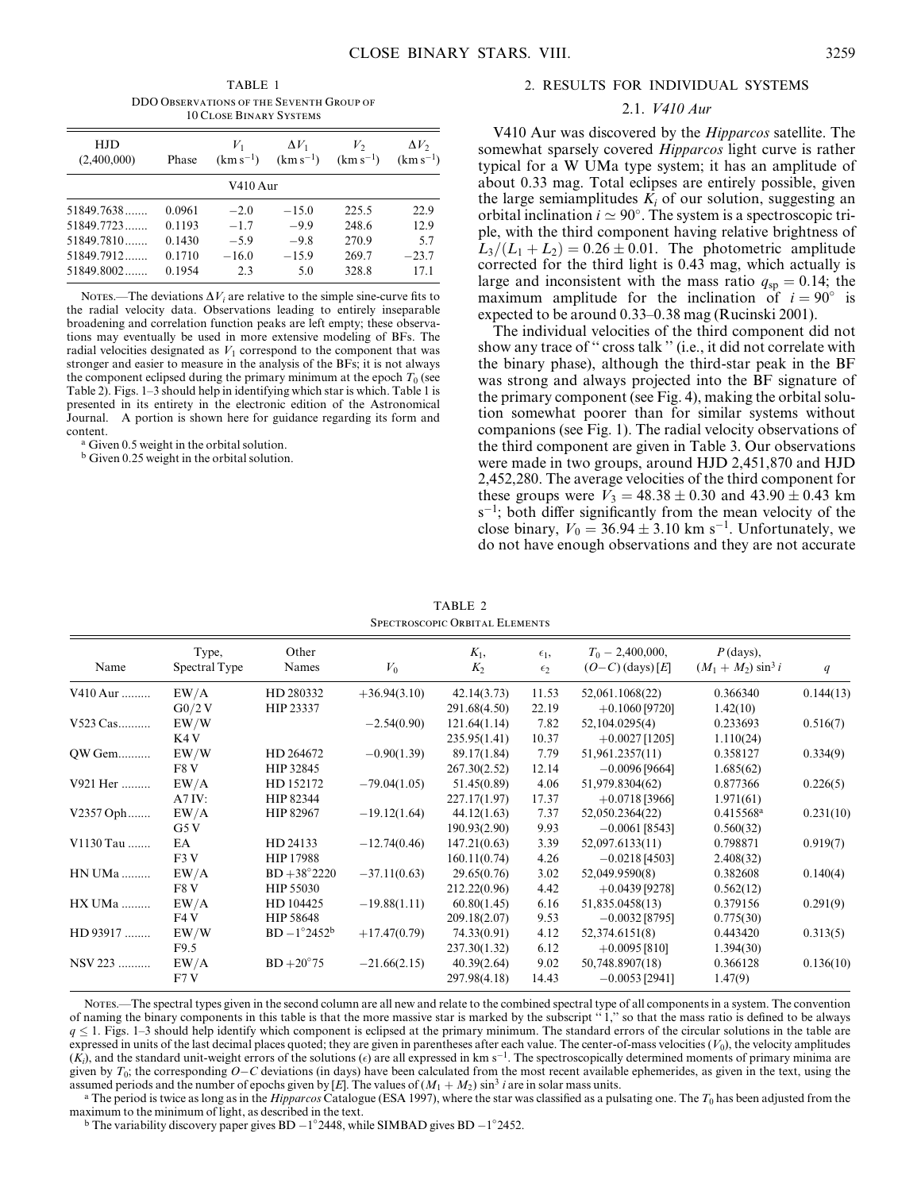TABLE 1

DDO Observations of the Seventh Group of 10 Close Binary Systems

| HJD (2,400,000) | Phase | $V_1$ (km s$^{-1}$) | $\Delta V_1$ (km s$^{-1}$) | $V_2$ (km s$^{-1}$) | $\Delta V_2$ (km s$^{-1}$) |
|---|---|---|---|---|---|
| V410 Aur | | | | | |
| 51849.7638....... | 0.0961 | −2.0 | −15.0 | 225.5 | 22.9 |
| 51849.7723....... | 0.1193 | −1.7 | −9.9 | 248.6 | 12.9 |
| 51849.7810....... | 0.1430 | −5.9 | −9.8 | 270.9 | 5.7 |
| 51849.7912....... | 0.1710 | −16.0 | −15.9 | 269.7 | −23.7 |
| 51849.8002....... | 0.1954 | 2.3 | 5.0 | 328.8 | 17.1 |

Notes.—The deviations $\Delta V_i$ are relative to the simple sine-curve fits to the radial velocity data. Observations leading to entirely inseparable broadening and correlation function peaks are left empty; these observations may eventually be used in more extensive modeling of BFs. The radial velocities designated as $V_1$ correspond to the component that was stronger and easier to measure in the analysis of the BFs; it is not always the component eclipsed during the primary minimum at the epoch $T_0$ (see Table 2). Figs. 1–3 should help in identifying which star is which. Table 1 is presented in its entirety in the electronic edition of the Astronomical Journal. A portion is shown here for guidance regarding its form and content.

[a] Given 0.5 weight in the orbital solution.

[b] Given 0.25 weight in the orbital solution.

## 2. RESULTS FOR INDIVIDUAL SYSTEMS

### 2.1. *V410 Aur*

V410 Aur was discovered by the *Hipparcos* satellite. The somewhat sparsely covered *Hipparcos* light curve is rather typical for a W UMa type system; it has an amplitude of about 0.33 mag. Total eclipses are entirely possible, given the large semiamplitudes $K_i$ of our solution, suggesting an orbital inclination $i \simeq 90°$. The system is a spectroscopic triple, with the third component having relative brightness of $L_3/(L_1 + L_2) = 0.26 \pm 0.01$. The photometric amplitude corrected for the third light is 0.43 mag, which actually is large and inconsistent with the mass ratio $q_{sp} = 0.14$; the maximum amplitude for the inclination of $i = 90°$ is expected to be around 0.33–0.38 mag (Rucinski 2001).

The individual velocities of the third component did not show any trace of "cross talk" (i.e., it did not correlate with the binary phase), although the third-star peak in the BF was strong and always projected into the BF signature of the primary component (see Fig. 4), making the orbital solution somewhat poorer than for similar systems without companions (see Fig. 1). The radial velocity observations of the third component are given in Table 3. Our observations were made in two groups, around HJD 2,451,870 and HJD 2,452,280. The average velocities of the third component for these groups were $V_3 = 48.38 \pm 0.30$ and $43.90 \pm 0.43$ km s$^{-1}$; both differ significantly from the mean velocity of the close binary, $V_0 = 36.94 \pm 3.10$ km s$^{-1}$. Unfortunately, we do not have enough observations and they are not accurate

TABLE 2

Spectroscopic Orbital Elements

| Name | Type, Spectral Type | Other Names | $V_0$ | $K_1$, $K_2$ | $\epsilon_1$, $\epsilon_2$ | $T_0 - 2{,}400{,}000$, $(O-C)$ (days) $[E]$ | $P$ (days), $(M_1 + M_2)\sin^3 i$ | $q$ |
|---|---|---|---|---|---|---|---|---|
| V410 Aur ......... | EW/A | HD 280332 | +36.94(3.10) | 42.14(3.73) | 11.53 | 52,061.1068(22) | 0.366340 | 0.144(13) |
| | G0/2 V | HIP 23337 | | 291.68(4.50) | 22.19 | +0.1060 [9720] | 1.42(10) | |
| V523 Cas.......... | EW/W | | −2.54(0.90) | 121.64(1.14) | 7.82 | 52,104.0295(4) | 0.233693 | 0.516(7) |
| | K4 V | | | 235.95(1.41) | 10.37 | +0.0027 [1205] | 1.110(24) | |
| QW Gem.......... | EW/W | HD 264672 | −0.90(1.39) | 89.17(1.84) | 7.79 | 51,961.2357(11) | 0.358127 | 0.334(9) |
| | F8 V | HIP 32845 | | 267.30(2.52) | 12.14 | −0.0096 [9664] | 1.685(62) | |
| V921 Her ......... | EW/A | HD 152172 | −79.04(1.05) | 51.45(0.89) | 4.06 | 51,979.8304(62) | 0.877366 | 0.226(5) |
| | A7 IV: | HIP 82344 | | 227.17(1.97) | 17.37 | +0.0718 [3966] | 1.971(61) | |
| V2357 Oph....... | EW/A | HIP 82967 | −19.12(1.64) | 44.12(1.63) | 7.37 | 52,050.2364(22) | 0.415568[a] | 0.231(10) |
| | G5 V | | | 190.93(2.90) | 9.93 | −0.0061 [8543] | 0.560(32) | |
| V1130 Tau ....... | EA | HD 24133 | −12.74(0.46) | 147.21(0.63) | 3.39 | 52,097.6133(11) | 0.798871 | 0.919(7) |
| | F3 V | HIP 17988 | | 160.11(0.74) | 4.26 | −0.0218 [4503] | 2.408(32) | |
| HN UMa ......... | EW/A | BD +38°2220 | −37.11(0.63) | 29.65(0.76) | 3.02 | 52,049.9590(8) | 0.382608 | 0.140(4) |
| | F8 V | HIP 55030 | | 212.22(0.96) | 4.42 | +0.0439 [9278] | 0.562(12) | |
| HX UMa ......... | EW/A | HD 104425 | −19.88(1.11) | 60.80(1.45) | 6.16 | 51,835.0458(13) | 0.379156 | 0.291(9) |
| | F4 V | HIP 58648 | | 209.18(2.07) | 9.53 | −0.0032 [8795] | 0.775(30) | |
| HD 93917 ........ | EW/W | BD −1°2452[b] | +17.47(0.79) | 74.33(0.91) | 4.12 | 52,374.6151(8) | 0.443420 | 0.313(5) |
| | F9.5 | | | 237.30(1.32) | 6.12 | +0.0095 [810] | 1.394(30) | |
| NSV 223 .......... | EW/A | BD +20°75 | −21.66(2.15) | 40.39(2.64) | 9.02 | 50,748.8907(18) | 0.366128 | 0.136(10) |
| | F7 V | | | 297.98(4.18) | 14.43 | −0.0053 [2941] | 1.47(9) | |

Notes.—The spectral types given in the second column are all new and relate to the combined spectral type of all components in a system. The convention of naming the binary components in this table is that the more massive star is marked by the subscript "1," so that the mass ratio is defined to be always $q \leq 1$. Figs. 1–3 should help identify which component is eclipsed at the primary minimum. The standard errors of the circular solutions in the table are expressed in units of the last decimal places quoted; they are given in parentheses after each value. The center-of-mass velocities ($V_0$), the velocity amplitudes ($K_i$), and the standard unit-weight errors of the solutions ($\epsilon$) are all expressed in km s$^{-1}$. The spectroscopically determined moments of primary minima are given by $T_0$; the corresponding $O-C$ deviations (in days) have been calculated from the most recent available ephemerides, as given in the text, using the assumed periods and the number of epochs given by $[E]$. The values of $(M_1 + M_2)\sin^3 i$ are in solar mass units.

[a] The period is twice as long as in the *Hipparcos* Catalogue (ESA 1997), where the star was classified as a pulsating one. The $T_0$ has been adjusted from the maximum to the minimum of light, as described in the text.

[b] The variability discovery paper gives BD −1°2448, while SIMBAD gives BD −1°2452.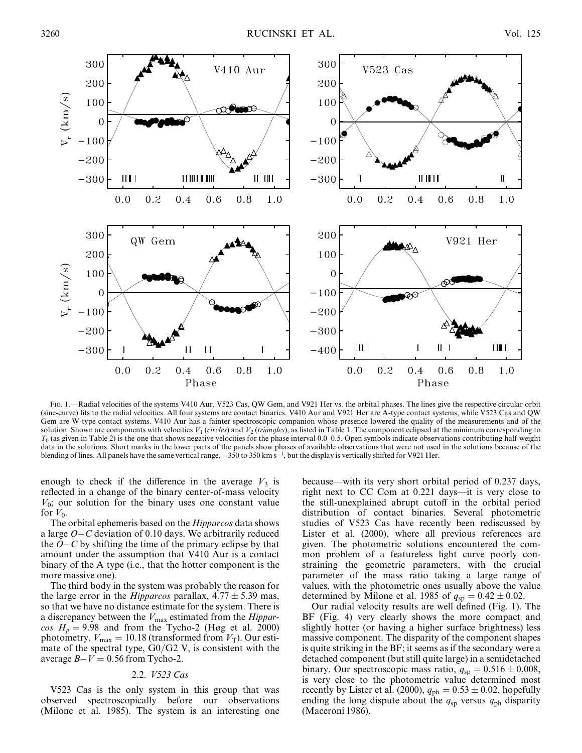Fig. 1.—Radial velocities of the systems V410 Aur, V523 Cas, QW Gem, and V921 Her vs. the orbital phases. The lines give the respective circular orbit (sine-curve) fits to the radial velocities. All four systems are contact binaries. V410 Aur and V921 Her are A-type contact systems, while V523 Cas and QW Gem are W-type contact systems. V410 Aur has a fainter spectroscopic companion whose presence lowered the quality of the measurements and of the solution. Shown are components with velocities $V_1$ (*circles*) and $V_2$ (*triangles*), as listed in Table 1. The component eclipsed at the minimum corresponding to $T_0$ (as given in Table 2) is the one that shows negative velocities for the phase interval 0.0–0.5. Open symbols indicate observations contributing half-weight data in the solutions. Short marks in the lower parts of the panels show phases of available observations that were not used in the solutions because of the blending of lines. All panels have the same vertical range, $-350$ to 350 km s$^{-1}$, but the display is vertically shifted for V921 Her.

enough to check if the difference in the average $V_3$ is reflected in a change of the binary center-of-mass velocity $V_0$; our solution for the binary uses one constant value for $V_0$.

The orbital ephemeris based on the *Hipparcos* data shows a large $O-C$ deviation of 0.10 days. We arbitrarily reduced the $O-C$ by shifting the time of the primary eclipse by that amount under the assumption that V410 Aur is a contact binary of the A type (i.e., that the hotter component is the more massive one).

The third body in the system was probably the reason for the large error in the *Hipparcos* parallax, $4.77 \pm 5.39$ mas, so that we have no distance estimate for the system. There is a discrepancy between the $V_{\rm max}$ estimated from the *Hipparcos* $H_p = 9.98$ and from the Tycho-2 (Høg et al. 2000) photometry, $V_{\rm max} = 10.18$ (transformed from $V_{\rm T}$). Our estimate of the spectral type, G0/G2 V, is consistent with the average $B-V = 0.56$ from Tycho-2.

### 2.2. *V523 Cas*

V523 Cas is the only system in this group that was observed spectroscopically before our observations (Milone et al. 1985). The system is an interesting one because—with its very short orbital period of 0.237 days, right next to CC Com at 0.221 days—it is very close to the still-unexplained abrupt cutoff in the orbital period distribution of contact binaries. Several photometric studies of V523 Cas have recently been rediscussed by Lister et al. (2000), where all previous references are given. The photometric solutions encountered the common problem of a featureless light curve poorly constraining the geometric parameters, with the crucial parameter of the mass ratio taking a large range of values, with the photometric ones usually above the value determined by Milone et al. 1985 of $q_{\rm sp} = 0.42 \pm 0.02$.

Our radial velocity results are well defined (Fig. 1). The BF (Fig. 4) very clearly shows the more compact and slightly hotter (or having a higher surface brightness) less massive component. The disparity of the component shapes is quite striking in the BF; it seems as if the secondary were a detached component (but still quite large) in a semidetached binary. Our spectroscopic mass ratio, $q_{\rm sp} = 0.516 \pm 0.008$, is very close to the photometric value determined most recently by Lister et al. (2000), $q_{\rm ph} = 0.53 \pm 0.02$, hopefully ending the long dispute about the $q_{\rm sp}$ versus $q_{\rm ph}$ disparity (Maceroni 1986).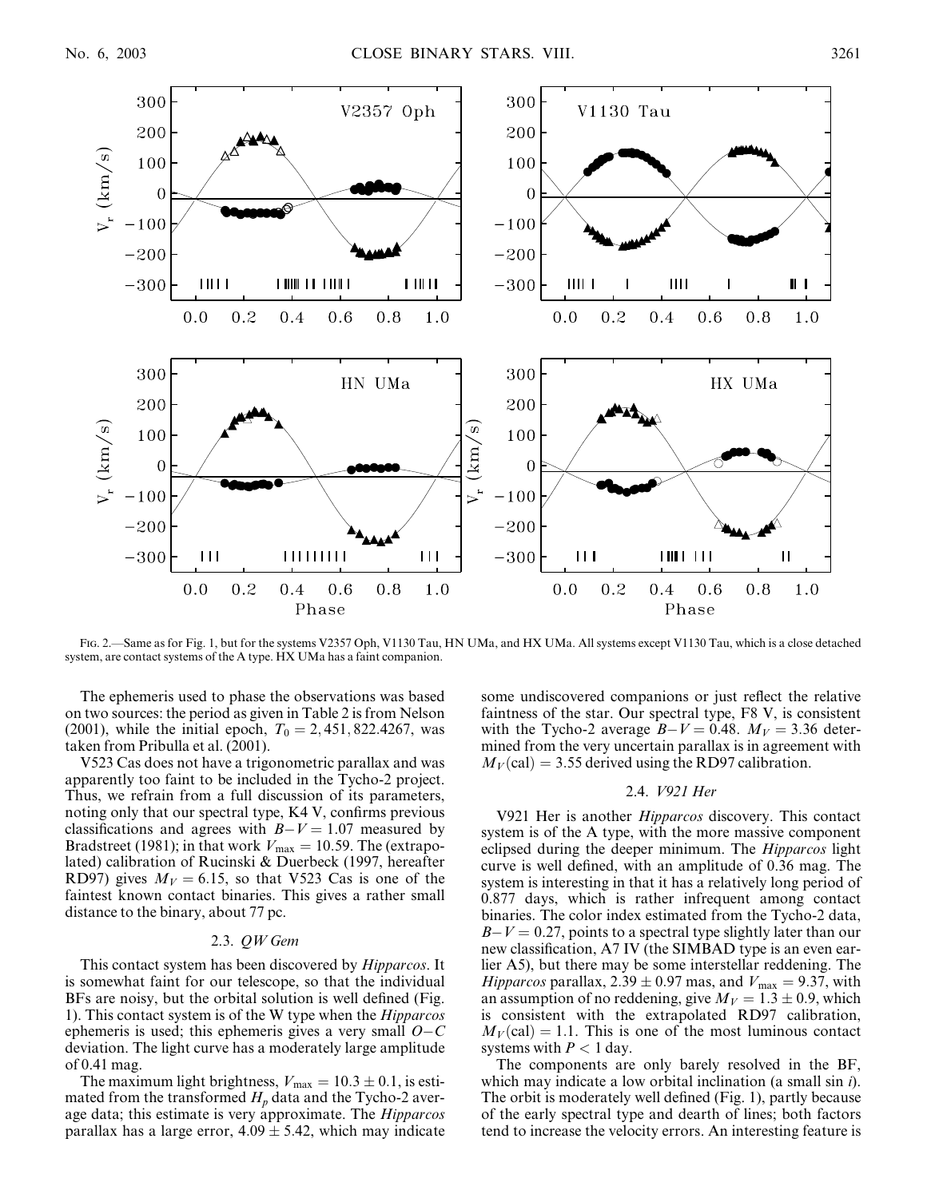Fig. 2.—Same as for Fig. 1, but for the systems V2357 Oph, V1130 Tau, HN UMa, and HX UMa. All systems except V1130 Tau, which is a close detached system, are contact systems of the A type. HX UMa has a faint companion.

The ephemeris used to phase the observations was based on two sources: the period as given in Table 2 is from Nelson (2001), while the initial epoch, $T_0 = 2{,}451{,}822.4267$, was taken from Pribulla et al. (2001).

V523 Cas does not have a trigonometric parallax and was apparently too faint to be included in the Tycho-2 project. Thus, we refrain from a full discussion of its parameters, noting only that our spectral type, K4 V, confirms previous classifications and agrees with $B-V = 1.07$ measured by Bradstreet (1981); in that work $V_{\rm max} = 10.59$. The (extrapolated) calibration of Rucinski & Duerbeck (1997, hereafter RD97) gives $M_V = 6.15$, so that V523 Cas is one of the faintest known contact binaries. This gives a rather small distance to the binary, about 77 pc.

### 2.3. *QW Gem*

This contact system has been discovered by *Hipparcos*. It is somewhat faint for our telescope, so that the individual BFs are noisy, but the orbital solution is well defined (Fig. 1). This contact system is of the W type when the *Hipparcos* ephemeris is used; this ephemeris gives a very small $O-C$ deviation. The light curve has a moderately large amplitude of 0.41 mag.

The maximum light brightness, $V_{\rm max} = 10.3 \pm 0.1$, is estimated from the transformed $H_p$ data and the Tycho-2 average data; this estimate is very approximate. The *Hipparcos* parallax has a large error, $4.09 \pm 5.42$, which may indicate some undiscovered companions or just reflect the relative faintness of the star. Our spectral type, F8 V, is consistent with the Tycho-2 average $B-V = 0.48$. $M_V = 3.36$ determined from the very uncertain parallax is in agreement with $M_V({\rm cal}) = 3.55$ derived using the RD97 calibration.

### 2.4. *V921 Her*

V921 Her is another *Hipparcos* discovery. This contact system is of the A type, with the more massive component eclipsed during the deeper minimum. The *Hipparcos* light curve is well defined, with an amplitude of 0.36 mag. The system is interesting in that it has a relatively long period of 0.877 days, which is rather infrequent among contact binaries. The color index estimated from the Tycho-2 data, $B-V = 0.27$, points to a spectral type slightly later than our new classification, A7 IV (the SIMBAD type is an even earlier A5), but there may be some interstellar reddening. The *Hipparcos* parallax, $2.39 \pm 0.97$ mas, and $V_{\rm max} = 9.37$, with an assumption of no reddening, give $M_V = 1.3 \pm 0.9$, which is consistent with the extrapolated RD97 calibration, $M_V({\rm cal}) = 1.1$. This is one of the most luminous contact systems with $P < 1$ day.

The components are only barely resolved in the BF, which may indicate a low orbital inclination (a small sin *i*). The orbit is moderately well defined (Fig. 1), partly because of the early spectral type and dearth of lines; both factors tend to increase the velocity errors. An interesting feature is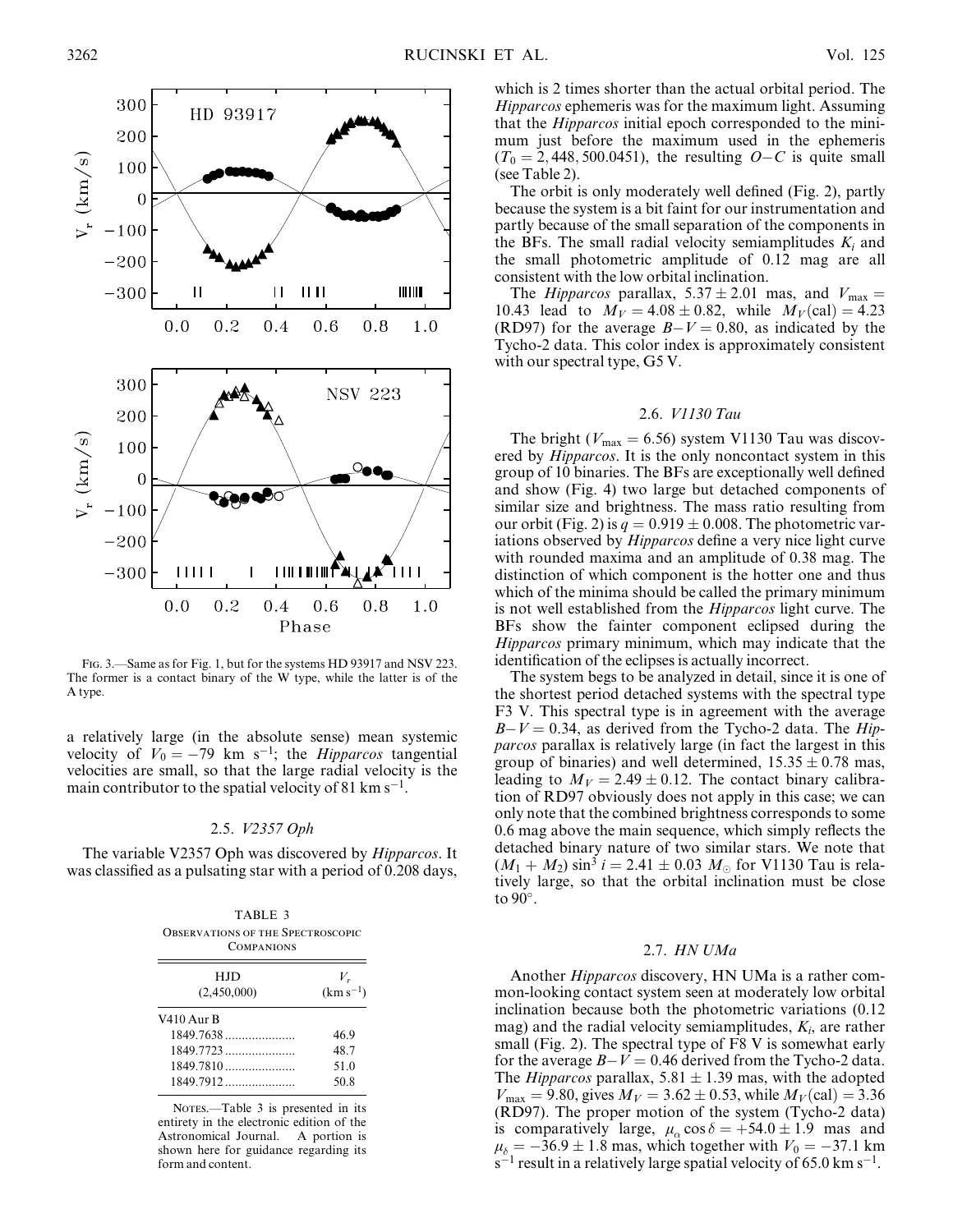Fig. 3.—Same as for Fig. 1, but for the systems HD 93917 and NSV 223. The former is a contact binary of the W type, while the latter is of the A type.

a relatively large (in the absolute sense) mean systemic velocity of $V_0 = -79$ km s$^{-1}$; the *Hipparcos* tangential velocities are small, so that the large radial velocity is the main contributor to the spatial velocity of 81 km s$^{-1}$.

### 2.5. *V2357 Oph*

The variable V2357 Oph was discovered by *Hipparcos*. It was classified as a pulsating star with a period of 0.208 days, which is 2 times shorter than the actual orbital period. The *Hipparcos* ephemeris was for the maximum light. Assuming that the *Hipparcos* initial epoch corresponded to the minimum just before the maximum used in the ephemeris ($T_0 = 2,448,500.0451$), the resulting $O-C$ is quite small (see Table 2).

The orbit is only moderately well defined (Fig. 2), partly because the system is a bit faint for our instrumentation and partly because of the small separation of the components in the BFs. The small radial velocity semiamplitudes $K_i$ and the small photometric amplitude of 0.12 mag are all consistent with the low orbital inclination.

The *Hipparcos* parallax, $5.37 \pm 2.01$ mas, and $V_{\rm max} = 10.43$ lead to $M_V = 4.08 \pm 0.82$, while $M_V({\rm cal}) = 4.23$ (RD97) for the average $B-V = 0.80$, as indicated by the Tycho-2 data. This color index is approximately consistent with our spectral type, G5 V.

TABLE 3

Observations of the Spectroscopic Companions

| HJD (2,450,000) | $V_r$ (km s$^{-1}$) |
|---|---|
| V410 Aur B | |
| 1849.7638 | 46.9 |
| 1849.7723 | 48.7 |
| 1849.7810 | 51.0 |
| 1849.7912 | 50.8 |

Notes.—Table 3 is presented in its entirety in the electronic edition of the Astronomical Journal. A portion is shown here for guidance regarding its form and content.

### 2.6. *V1130 Tau*

The bright ($V_{\rm max} = 6.56$) system V1130 Tau was discovered by *Hipparcos*. It is the only noncontact system in this group of 10 binaries. The BFs are exceptionally well defined and show (Fig. 4) two large but detached components of similar size and brightness. The mass ratio resulting from our orbit (Fig. 2) is $q = 0.919 \pm 0.008$. The photometric variations observed by *Hipparcos* define a very nice light curve with rounded maxima and an amplitude of 0.38 mag. The distinction of which component is the hotter one and thus which of the minima should be called the primary minimum is not well established from the *Hipparcos* light curve. The BFs show the fainter component eclipsed during the *Hipparcos* primary minimum, which may indicate that the identification of the eclipses is actually incorrect.

The system begs to be analyzed in detail, since it is one of the shortest period detached systems with the spectral type F3 V. This spectral type is in agreement with the average $B-V = 0.34$, as derived from the Tycho-2 data. The *Hipparcos* parallax is relatively large (in fact the largest in this group of binaries) and well determined, $15.35 \pm 0.78$ mas, leading to $M_V = 2.49 \pm 0.12$. The contact binary calibration of RD97 obviously does not apply in this case; we can only note that the combined brightness corresponds to some 0.6 mag above the main sequence, which simply reflects the detached binary nature of two similar stars. We note that $(M_1 + M_2)\sin^3 i = 2.41 \pm 0.03\ M_\odot$ for V1130 Tau is relatively large, so that the orbital inclination must be close to 90°.

### 2.7. *HN UMa*

Another *Hipparcos* discovery, HN UMa is a rather common-looking contact system seen at moderately low orbital inclination because both the photometric variations (0.12 mag) and the radial velocity semiamplitudes, $K_i$, are rather small (Fig. 2). The spectral type of F8 V is somewhat early for the average $B-V = 0.46$ derived from the Tycho-2 data. The *Hipparcos* parallax, $5.81 \pm 1.39$ mas, with the adopted $V_{\rm max} = 9.80$, gives $M_V = 3.62 \pm 0.53$, while $M_V({\rm cal}) = 3.36$ (RD97). The proper motion of the system (Tycho-2 data) is comparatively large, $\mu_\alpha \cos\delta = +54.0 \pm 1.9$ mas and $\mu_\delta = -36.9 \pm 1.8$ mas, which together with $V_0 = -37.1$ km s$^{-1}$ result in a relatively large spatial velocity of 65.0 km s$^{-1}$.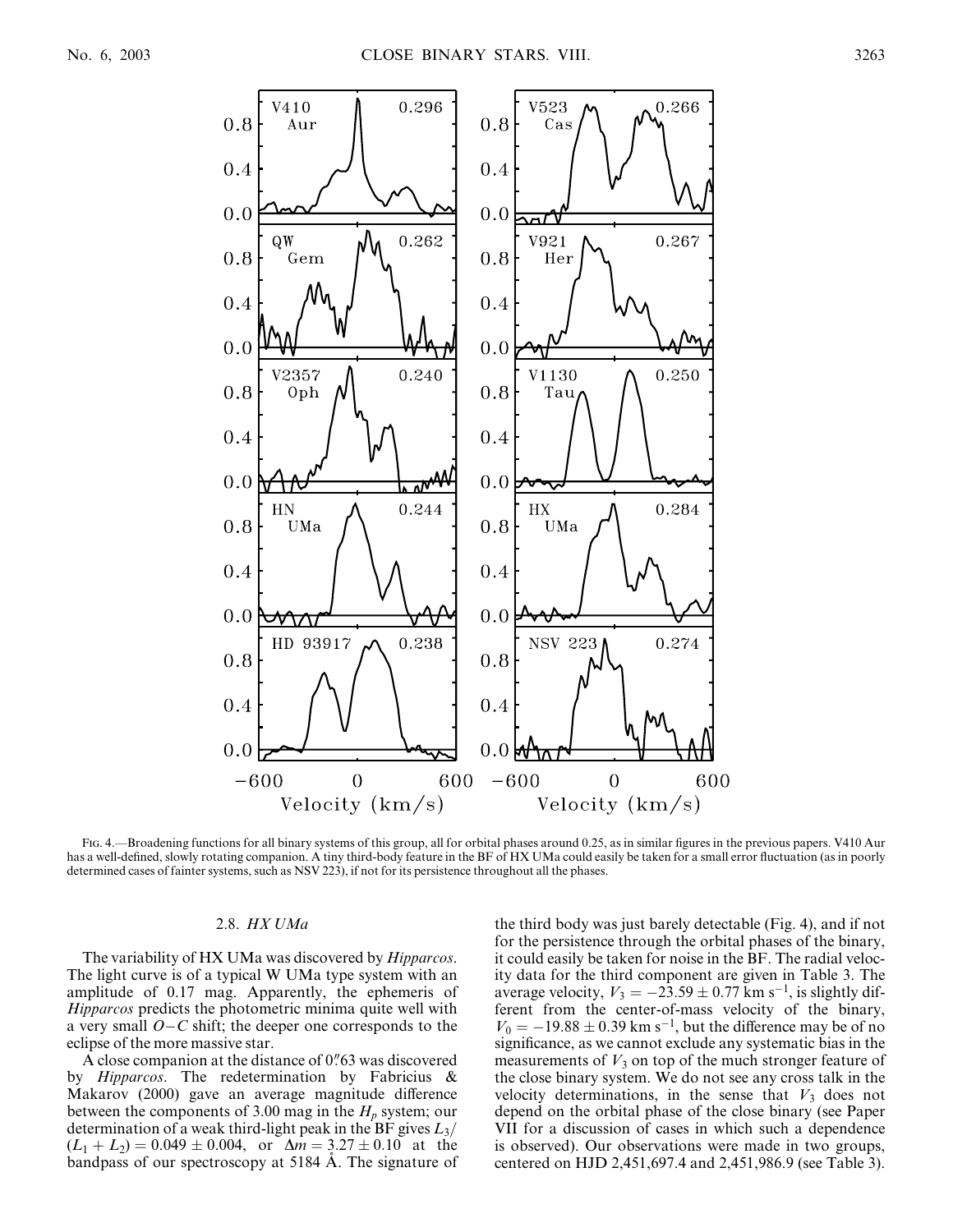Fig. 4.—Broadening functions for all binary systems of this group, all for orbital phases around 0.25, as in similar figures in the previous papers. V410 Aur has a well-defined, slowly rotating companion. A tiny third-body feature in the BF of HX UMa could easily be taken for a small error fluctuation (as in poorly determined cases of fainter systems, such as NSV 223), if not for its persistence throughout all the phases.

### 2.8. *HX UMa*

The variability of HX UMa was discovered by *Hipparcos*. The light curve is of a typical W UMa type system with an amplitude of 0.17 mag. Apparently, the ephemeris of *Hipparcos* predicts the photometric minima quite well with a very small $O-C$ shift; the deeper one corresponds to the eclipse of the more massive star.

A close companion at the distance of 0."63 was discovered by *Hipparcos*. The redetermination by Fabricius & Makarov (2000) gave an average magnitude difference between the components of 3.00 mag in the $H_p$ system; our determination of a weak third-light peak in the BF gives $L_3/(L_1 + L_2) = 0.049 \pm 0.004$, or $\Delta m = 3.27 \pm 0.10$ at the bandpass of our spectroscopy at 5184 Å. The signature of the third body was just barely detectable (Fig. 4), and if not for the persistence through the orbital phases of the binary, it could easily be taken for noise in the BF. The radial velocity data for the third component are given in Table 3. The average velocity, $V_3 = -23.59 \pm 0.77$ km s$^{-1}$, is slightly different from the center-of-mass velocity of the binary, $V_0 = -19.88 \pm 0.39$ km s$^{-1}$, but the difference may be of no significance, as we cannot exclude any systematic bias in the measurements of $V_3$ on top of the much stronger feature of the close binary system. We do not see any cross talk in the velocity determinations, in the sense that $V_3$ does not depend on the orbital phase of the close binary (see Paper VII for a discussion of cases in which such a dependence is observed). Our observations were made in two groups, centered on HJD 2,451,697.4 and 2,451,986.9 (see Table 3).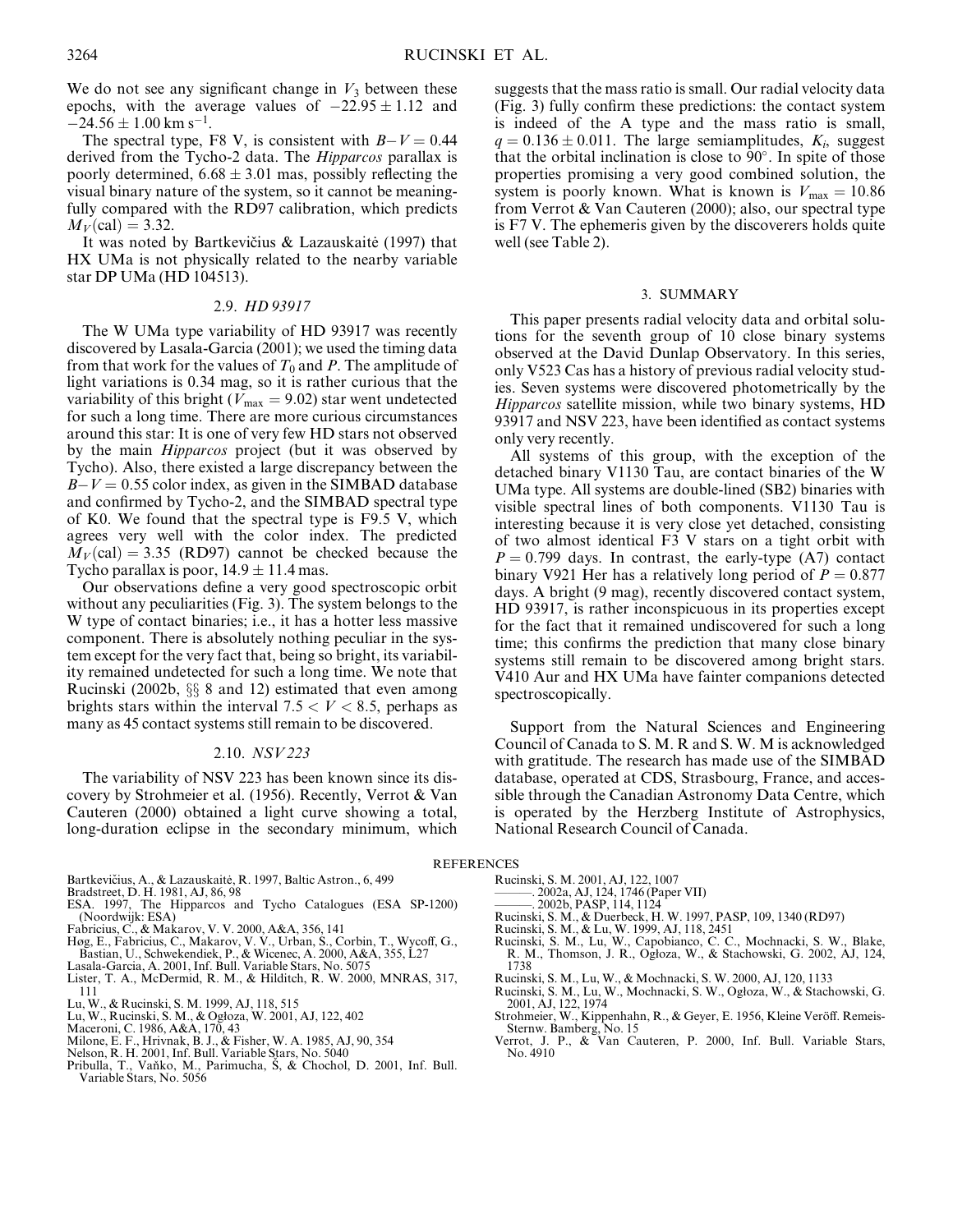We do not see any significant change in $V_3$ between these epochs, with the average values of $-22.95 \pm 1.12$ and $-24.56 \pm 1.00$ km s$^{-1}$.

The spectral type, F8 V, is consistent with $B-V = 0.44$ derived from the Tycho-2 data. The *Hipparcos* parallax is poorly determined, $6.68 \pm 3.01$ mas, possibly reflecting the visual binary nature of the system, so it cannot be meaningfully compared with the RD97 calibration, which predicts $M_V(\mathrm{cal}) = 3.32$.

It was noted by Bartkevičius & Lazauskaitė (1997) that HX UMa is not physically related to the nearby variable star DP UMa (HD 104513).

### 2.9. *HD 93917*

The W UMa type variability of HD 93917 was recently discovered by Lasala-Garcia (2001); we used the timing data from that work for the values of $T_0$ and $P$. The amplitude of light variations is 0.34 mag, so it is rather curious that the variability of this bright ($V_{\max} = 9.02$) star went undetected for such a long time. There are more curious circumstances around this star: It is one of very few HD stars not observed by the main *Hipparcos* project (but it was observed by Tycho). Also, there existed a large discrepancy between the $B-V = 0.55$ color index, as given in the SIMBAD database and confirmed by Tycho-2, and the SIMBAD spectral type of K0. We found that the spectral type is F9.5 V, which agrees very well with the color index. The predicted $M_V(\mathrm{cal}) = 3.35$ (RD97) cannot be checked because the Tycho parallax is poor, $14.9 \pm 11.4$ mas.

Our observations define a very good spectroscopic orbit without any peculiarities (Fig. 3). The system belongs to the W type of contact binaries; i.e., it has a hotter less massive component. There is absolutely nothing peculiar in the system except for the very fact that, being so bright, its variability remained undetected for such a long time. We note that Rucinski (2002b, §§ 8 and 12) estimated that even among brights stars within the interval $7.5 < V < 8.5$, perhaps as many as 45 contact systems still remain to be discovered.

### 2.10. *NSV 223*

The variability of NSV 223 has been known since its discovery by Strohmeier et al. (1956). Recently, Verrot & Van Cauteren (2000) obtained a light curve showing a total, long-duration eclipse in the secondary minimum, which suggests that the mass ratio is small. Our radial velocity data (Fig. 3) fully confirm these predictions: the contact system is indeed of the A type and the mass ratio is small, $q = 0.136 \pm 0.011$. The large semiamplitudes, $K_i$, suggest that the orbital inclination is close to 90°. In spite of those properties promising a very good combined solution, the system is poorly known. What is known is $V_{\max} = 10.86$ from Verrot & Van Cauteren (2000); also, our spectral type is F7 V. The ephemeris given by the discoverers holds quite well (see Table 2).

## 3. SUMMARY

This paper presents radial velocity data and orbital solutions for the seventh group of 10 close binary systems observed at the David Dunlap Observatory. In this series, only V523 Cas has a history of previous radial velocity studies. Seven systems were discovered photometrically by the *Hipparcos* satellite mission, while two binary systems, HD 93917 and NSV 223, have been identified as contact systems only very recently.

All systems of this group, with the exception of the detached binary V1130 Tau, are contact binaries of the W UMa type. All systems are double-lined (SB2) binaries with visible spectral lines of both components. V1130 Tau is interesting because it is very close yet detached, consisting of two almost identical F3 V stars on a tight orbit with $P = 0.799$ days. In contrast, the early-type (A7) contact binary V921 Her has a relatively long period of $P = 0.877$ days. A bright (9 mag), recently discovered contact system, HD 93917, is rather inconspicuous in its properties except for the fact that it remained undiscovered for such a long time; this confirms the prediction that many close binary systems still remain to be discovered among bright stars. V410 Aur and HX UMa have fainter companions detected spectroscopically.

Support from the Natural Sciences and Engineering Council of Canada to S. M. R and S. W. M is acknowledged with gratitude. The research has made use of the SIMBAD database, operated at CDS, Strasbourg, France, and accessible through the Canadian Astronomy Data Centre, which is operated by the Herzberg Institute of Astrophysics, National Research Council of Canada.

## REFERENCES

Bartkevičius, A., & Lazauskaitė, R. 1997, Baltic Astron., 6, 499
Bradstreet, D. H. 1981, AJ, 86, 98
ESA. 1997, The Hipparcos and Tycho Catalogues (ESA SP-1200) (Noordwijk: ESA)
Fabricius, C., & Makarov, V. V. 2000, A&A, 356, 141
Høg, E., Fabricius, C., Makarov, V. V., Urban, S., Corbin, T., Wycoff, G., Bastian, U., Schwekendiek, P., & Wicenec, A. 2000, A&A, 355, L27
Lasala-Garcia, A. 2001, Inf. Bull. Variable Stars, No. 5075
Lister, T. A., McDermid, R. M., & Hilditch, R. W. 2000, MNRAS, 317, 111
Lu, W., & Rucinski, S. M. 1999, AJ, 118, 515
Lu, W., Rucinski, S. M., & Ogłoza, W. 2001, AJ, 122, 402
Maceroni, C. 1986, A&A, 170, 43
Milone, E. F., Hrivnak, B. J., & Fisher, W. A. 1985, AJ, 90, 354
Nelson, R. H. 2001, Inf. Bull. Variable Stars, No. 5040
Pribulla, T., Vaňko, M., Parimucha, Š, & Chochol, D. 2001, Inf. Bull. Variable Stars, No. 5056
Rucinski, S. M. 2001, AJ, 122, 1007
———. 2002a, AJ, 124, 1746 (Paper VII)
———. 2002b, PASP, 114, 1124
Rucinski, S. M., & Duerbeck, H. W. 1997, PASP, 109, 1340 (RD97)
Rucinski, S. M., & Lu, W. 1999, AJ, 118, 2451
Rucinski, S. M., Lu, W., Capobianco, C. C., Mochnacki, S. W., Blake, R. M., Thomson, J. R., Ogłoza, W., & Stachowski, G. 2002, AJ, 124, 1738
Rucinski, S. M., Lu, W., & Mochnacki, S. W. 2000, AJ, 120, 1133
Rucinski, S. M., Lu, W., Mochnacki, S. W., Ogłoza, W., & Stachowski, G. 2001, AJ, 122, 1974
Strohmeier, W., Kippenhahn, R., & Geyer, E. 1956, Kleine Veröff. Remeis-Sternw. Bamberg, No. 15
Verrot, J. P., & Van Cauteren, P. 2000, Inf. Bull. Variable Stars, No. 4910